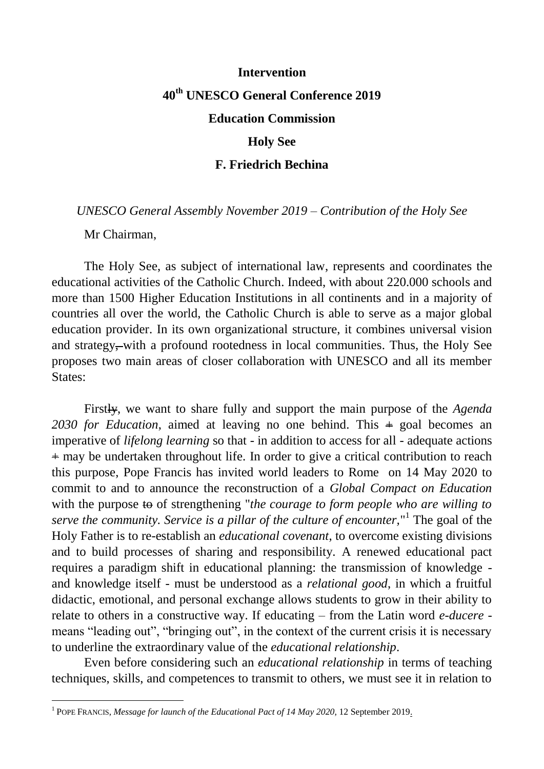**Intervention**

**40th UNESCO General Conference 2019**

**Education Commission**

**Holy See**

**F. Friedrich Bechina**

*UNESCO General Assembly November 2019 – Contribution of the Holy See*

Mr Chairman,

The Holy See, as subject of international law, represents and coordinates the educational activities of the Catholic Church. Indeed, with about 220.000 schools and more than 1500 Higher Education Institutions in all continents and in a majority of countries all over the world, the Catholic Church is able to serve as a major global education provider. In its own organizational structure, it combines universal vision and strategy, with a profound rootedness in local communities. Thus, the Holy See proposes two main areas of closer collaboration with UNESCO and all its member States:

Firstly, we want to share fully and support the main purpose of the *Agenda 2030 for Education*, aimed at leaving no one behind. This goal becomes an imperative of *lifelong learning* so that - in addition to access for all - adequate actions may be undertaken throughout life. In order to give a critical contribution to reach this purpose, Pope Francis has invited world leaders to Rome on 14 May 2020 to commit to and to announce the reconstruction of a *Global Compact on Education* with the purpose to of strengthening "*the courage to form people who are willing to serve the community. Service is a pillar of the culture of encounter*,"[1] The goal of the Holy Father is to re-establish an *educational covenant*, to overcome existing divisions and to build processes of sharing and responsibility. A renewed educational pact requires a paradigm shift in educational planning: the transmission of knowledge - and knowledge itself - must be understood as a *relational good*, in which a fruitful didactic, emotional, and personal exchange allows students to grow in their ability to relate to others in a constructive way. If educating – from the Latin word *e-ducere* - means "leading out", "bringing out", in the context of the current crisis it is necessary to underline the extraordinary value of the *educational relationship*.

Even before considering such an *educational relationship* in terms of teaching techniques, skills, and competences to transmit to others, we must see it in relation to

[1] POPE FRANCIS, *Message for launch of the Educational Pact of 14 May 2020*, 12 September 2019.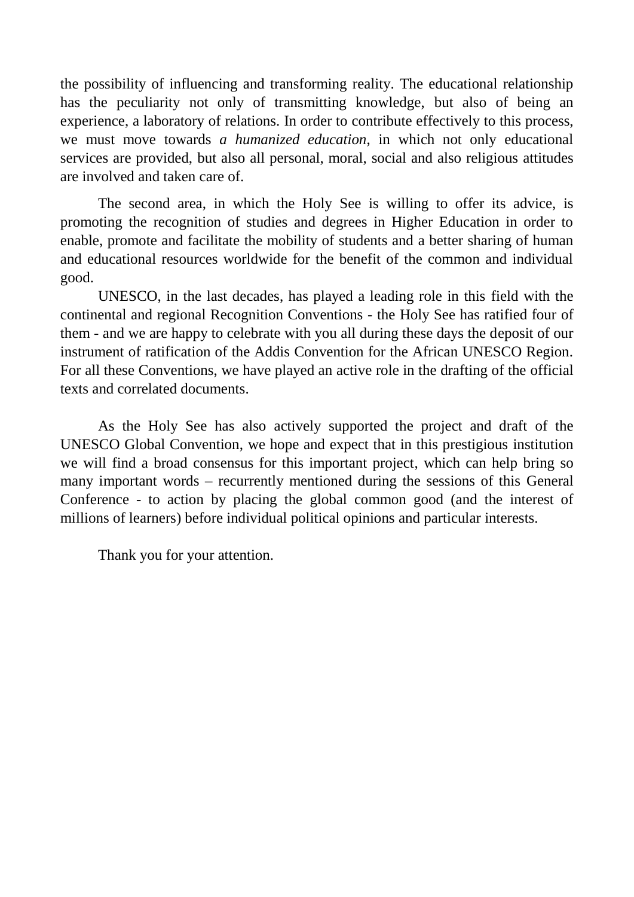the possibility of influencing and transforming reality. The educational relationship has the peculiarity not only of transmitting knowledge, but also of being an experience, a laboratory of relations. In order to contribute effectively to this process, we must move towards *a humanized education*, in which not only educational services are provided, but also all personal, moral, social and also religious attitudes are involved and taken care of.

The second area, in which the Holy See is willing to offer its advice, is promoting the recognition of studies and degrees in Higher Education in order to enable, promote and facilitate the mobility of students and a better sharing of human and educational resources worldwide for the benefit of the common and individual good.

UNESCO, in the last decades, has played a leading role in this field with the continental and regional Recognition Conventions - the Holy See has ratified four of them - and we are happy to celebrate with you all during these days the deposit of our instrument of ratification of the Addis Convention for the African UNESCO Region. For all these Conventions, we have played an active role in the drafting of the official texts and correlated documents.

As the Holy See has also actively supported the project and draft of the UNESCO Global Convention, we hope and expect that in this prestigious institution we will find a broad consensus for this important project, which can help bring so many important words – recurrently mentioned during the sessions of this General Conference - to action by placing the global common good (and the interest of millions of learners) before individual political opinions and particular interests.

Thank you for your attention.